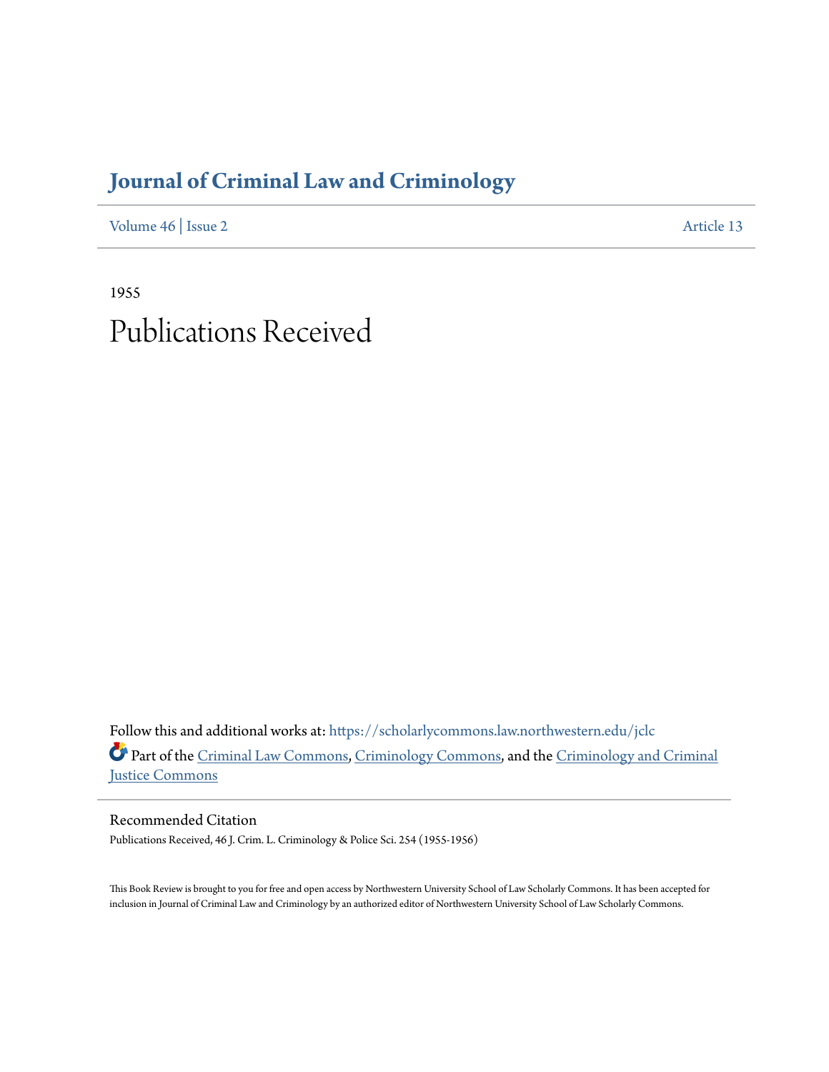# Journal of Criminal Law and Criminology

Volume 46 | Issue 2 Article 13

1955

# Publications Received

Follow this and additional works at: https://scholarlycommons.law.northwestern.edu/jclc

Part of the Criminal Law Commons, Criminology Commons, and the Criminology and Criminal Justice Commons

## Recommended Citation

Publications Received, 46 J. Crim. L. Criminology & Police Sci. 254 (1955-1956)

This Book Review is brought to you for free and open access by Northwestern University School of Law Scholarly Commons. It has been accepted for inclusion in Journal of Criminal Law and Criminology by an authorized editor of Northwestern University School of Law Scholarly Commons.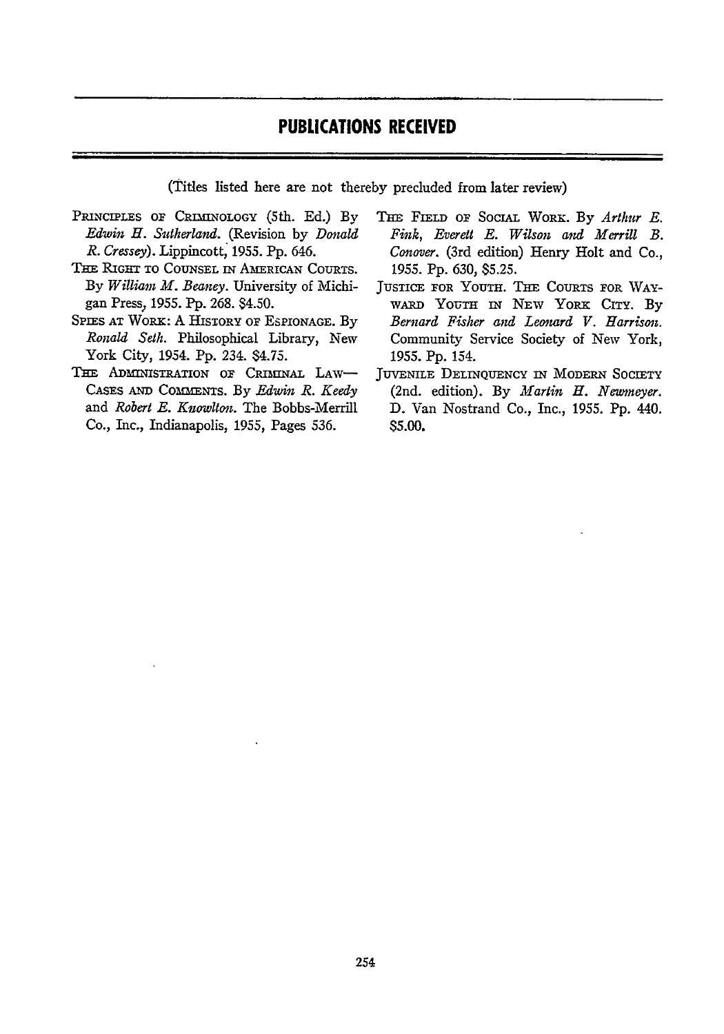## PUBLICATIONS RECEIVED

(Titles listed here are not thereby precluded from later review)

PRINCIPLES OF CRIMINOLOGY (5th. Ed.) By *Edwin H. Sutherland*. (Revision by *Donald R. Cressey*). Lippincott, 1955. Pp. 646.

THE RIGHT TO COUNSEL IN AMERICAN COURTS. By *William M. Beaney*. University of Michigan Press, 1955. Pp. 268. $4.50.

SPIES AT WORK: A HISTORY OF ESPIONAGE. By *Ronald Seth*. Philosophical Library, New York City, 1954. Pp. 234. $4.75.

THE ADMINISTRATION OF CRIMINAL LAW—CASES AND COMMENTS. By *Edwin R. Keedy* and *Robert E. Knowlton*. The Bobbs-Merrill Co., Inc., Indianapolis, 1955, Pages 536.

THE FIELD OF SOCIAL WORK. By *Arthur E. Fink, Everett E. Wilson and Merrill B. Conover*. (3rd edition) Henry Holt and Co., 1955. Pp. 630, $5.25.

JUSTICE FOR YOUTH. THE COURTS FOR WAYWARD YOUTH IN NEW YORK CITY. By *Bernard Fisher and Leonard V. Harrison*. Community Service Society of New York, 1955. Pp. 154.

JUVENILE DELINQUENCY IN MODERN SOCIETY (2nd. edition). By *Martin H. Newmeyer*. D. Van Nostrand Co., Inc., 1955. Pp. 440. $5.00.